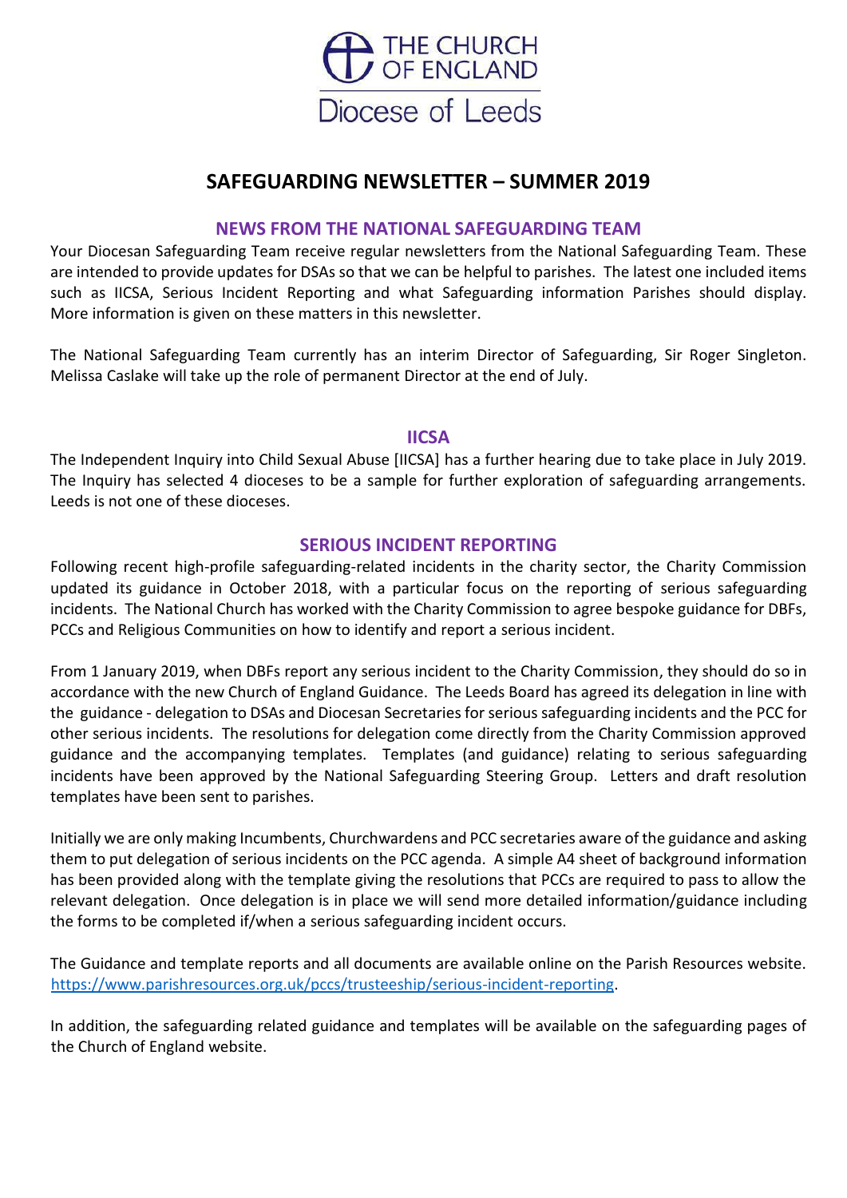THE CHURCH OF ENGLAND

Diocese of Leeds

# SAFEGUARDING NEWSLETTER – SUMMER 2019

## NEWS FROM THE NATIONAL SAFEGUARDING TEAM

Your Diocesan Safeguarding Team receive regular newsletters from the National Safeguarding Team. These are intended to provide updates for DSAs so that we can be helpful to parishes. The latest one included items such as IICSA, Serious Incident Reporting and what Safeguarding information Parishes should display. More information is given on these matters in this newsletter.

The National Safeguarding Team currently has an interim Director of Safeguarding, Sir Roger Singleton. Melissa Caslake will take up the role of permanent Director at the end of July.

## IICSA

The Independent Inquiry into Child Sexual Abuse [IICSA] has a further hearing due to take place in July 2019. The Inquiry has selected 4 dioceses to be a sample for further exploration of safeguarding arrangements. Leeds is not one of these dioceses.

## SERIOUS INCIDENT REPORTING

Following recent high-profile safeguarding-related incidents in the charity sector, the Charity Commission updated its guidance in October 2018, with a particular focus on the reporting of serious safeguarding incidents. The National Church has worked with the Charity Commission to agree bespoke guidance for DBFs, PCCs and Religious Communities on how to identify and report a serious incident.

From 1 January 2019, when DBFs report any serious incident to the Charity Commission, they should do so in accordance with the new Church of England Guidance. The Leeds Board has agreed its delegation in line with the guidance - delegation to DSAs and Diocesan Secretaries for serious safeguarding incidents and the PCC for other serious incidents. The resolutions for delegation come directly from the Charity Commission approved guidance and the accompanying templates. Templates (and guidance) relating to serious safeguarding incidents have been approved by the National Safeguarding Steering Group. Letters and draft resolution templates have been sent to parishes.

Initially we are only making Incumbents, Churchwardens and PCC secretaries aware of the guidance and asking them to put delegation of serious incidents on the PCC agenda. A simple A4 sheet of background information has been provided along with the template giving the resolutions that PCCs are required to pass to allow the relevant delegation. Once delegation is in place we will send more detailed information/guidance including the forms to be completed if/when a serious safeguarding incident occurs.

The Guidance and template reports and all documents are available online on the Parish Resources website. https://www.parishresources.org.uk/pccs/trusteeship/serious-incident-reporting.

In addition, the safeguarding related guidance and templates will be available on the safeguarding pages of the Church of England website.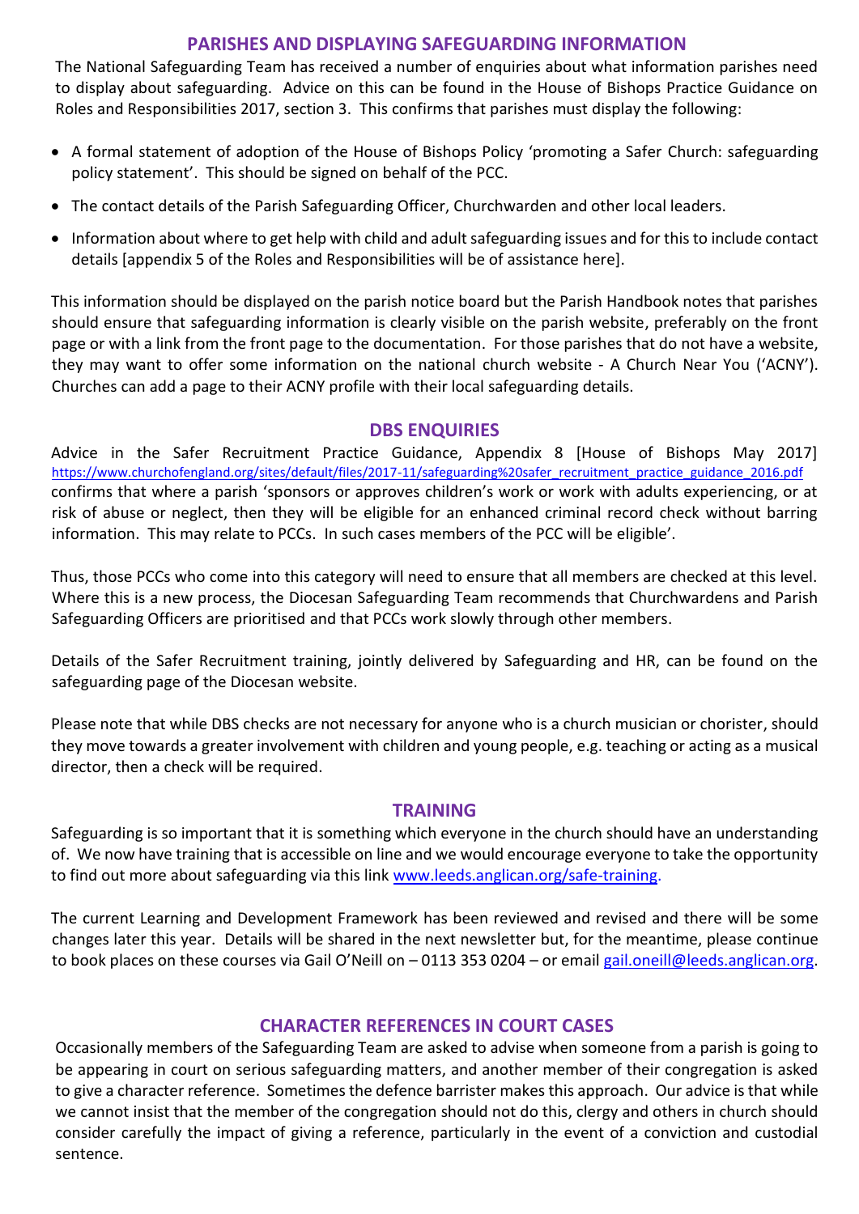## PARISHES AND DISPLAYING SAFEGUARDING INFORMATION

The National Safeguarding Team has received a number of enquiries about what information parishes need to display about safeguarding. Advice on this can be found in the House of Bishops Practice Guidance on Roles and Responsibilities 2017, section 3. This confirms that parishes must display the following:

- A formal statement of adoption of the House of Bishops Policy 'promoting a Safer Church: safeguarding policy statement'. This should be signed on behalf of the PCC.
- The contact details of the Parish Safeguarding Officer, Churchwarden and other local leaders.
- Information about where to get help with child and adult safeguarding issues and for this to include contact details [appendix 5 of the Roles and Responsibilities will be of assistance here].

This information should be displayed on the parish notice board but the Parish Handbook notes that parishes should ensure that safeguarding information is clearly visible on the parish website, preferably on the front page or with a link from the front page to the documentation. For those parishes that do not have a website, they may want to offer some information on the national church website - A Church Near You ('ACNY'). Churches can add a page to their ACNY profile with their local safeguarding details.

## DBS ENQUIRIES

Advice in the Safer Recruitment Practice Guidance, Appendix 8 [House of Bishops May 2017] https://www.churchofengland.org/sites/default/files/2017-11/safeguarding%20safer_recruitment_practice_guidance_2016.pdf confirms that where a parish 'sponsors or approves children's work or work with adults experiencing, or at risk of abuse or neglect, then they will be eligible for an enhanced criminal record check without barring information. This may relate to PCCs. In such cases members of the PCC will be eligible'.

Thus, those PCCs who come into this category will need to ensure that all members are checked at this level. Where this is a new process, the Diocesan Safeguarding Team recommends that Churchwardens and Parish Safeguarding Officers are prioritised and that PCCs work slowly through other members.

Details of the Safer Recruitment training, jointly delivered by Safeguarding and HR, can be found on the safeguarding page of the Diocesan website.

Please note that while DBS checks are not necessary for anyone who is a church musician or chorister, should they move towards a greater involvement with children and young people, e.g. teaching or acting as a musical director, then a check will be required.

## TRAINING

Safeguarding is so important that it is something which everyone in the church should have an understanding of. We now have training that is accessible on line and we would encourage everyone to take the opportunity to find out more about safeguarding via this link www.leeds.anglican.org/safe-training.

The current Learning and Development Framework has been reviewed and revised and there will be some changes later this year. Details will be shared in the next newsletter but, for the meantime, please continue to book places on these courses via Gail O'Neill on – 0113 353 0204 – or email gail.oneill@leeds.anglican.org.

## CHARACTER REFERENCES IN COURT CASES

Occasionally members of the Safeguarding Team are asked to advise when someone from a parish is going to be appearing in court on serious safeguarding matters, and another member of their congregation is asked to give a character reference. Sometimes the defence barrister makes this approach. Our advice is that while we cannot insist that the member of the congregation should not do this, clergy and others in church should consider carefully the impact of giving a reference, particularly in the event of a conviction and custodial sentence.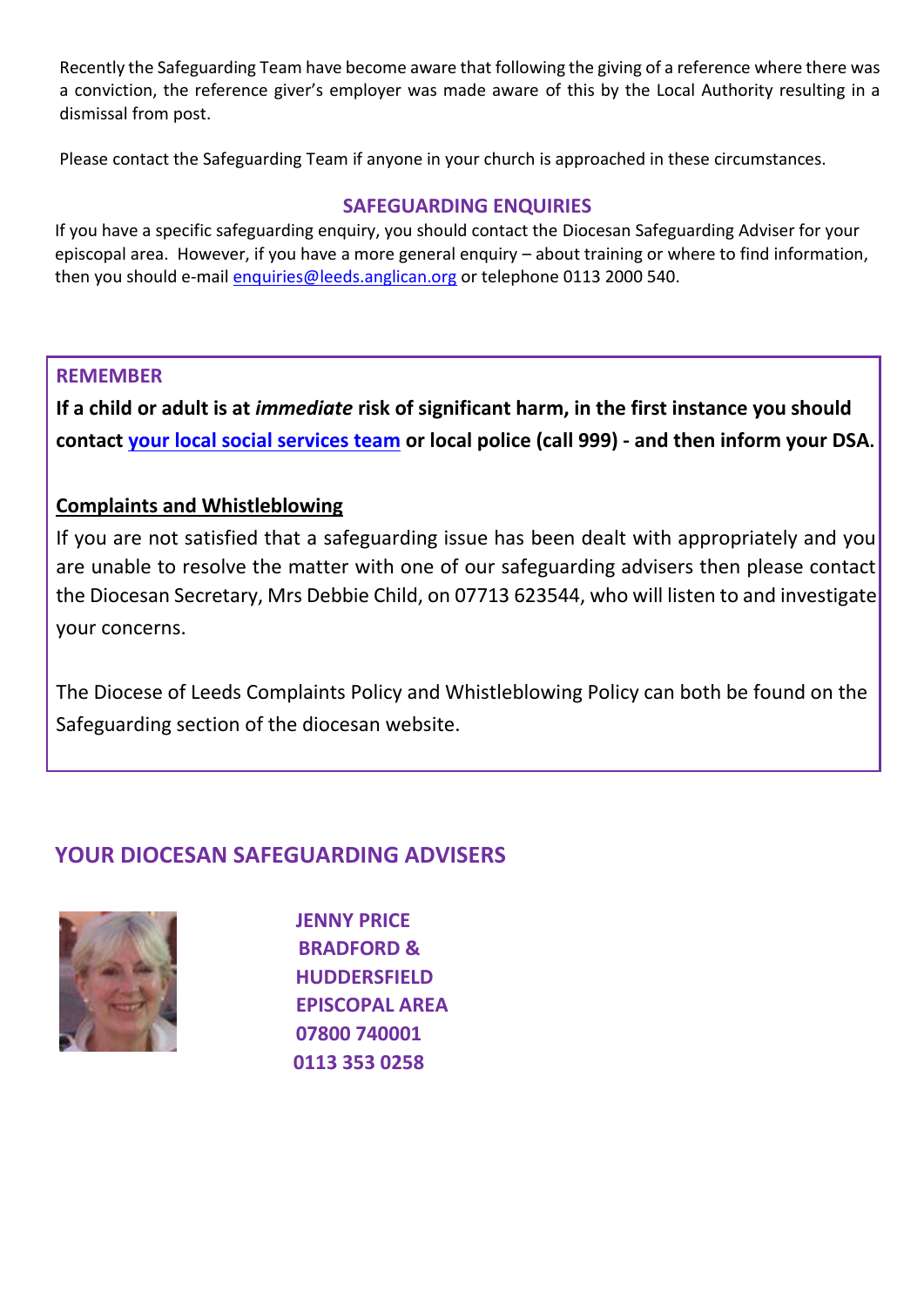Recently the Safeguarding Team have become aware that following the giving of a reference where there was a conviction, the reference giver's employer was made aware of this by the Local Authority resulting in a dismissal from post.

Please contact the Safeguarding Team if anyone in your church is approached in these circumstances.

## SAFEGUARDING ENQUIRIES

If you have a specific safeguarding enquiry, you should contact the Diocesan Safeguarding Adviser for your episcopal area. However, if you have a more general enquiry – about training or where to find information, then you should e-mail enquiries@leeds.anglican.org or telephone 0113 2000 540.

### REMEMBER

**If a child or adult is at *immediate* risk of significant harm, in the first instance you should contact your local social services team or local police (call 999) - and then inform your DSA.**

**Complaints and Whistleblowing**

If you are not satisfied that a safeguarding issue has been dealt with appropriately and you are unable to resolve the matter with one of our safeguarding advisers then please contact the Diocesan Secretary, Mrs Debbie Child, on 07713 623544, who will listen to and investigate your concerns.

The Diocese of Leeds Complaints Policy and Whistleblowing Policy can both be found on the Safeguarding section of the diocesan website.

## YOUR DIOCESAN SAFEGUARDING ADVISERS

**JENNY PRICE**
**BRADFORD & HUDDERSFIELD EPISCOPAL AREA**
**07800 740001**
**0113 353 0258**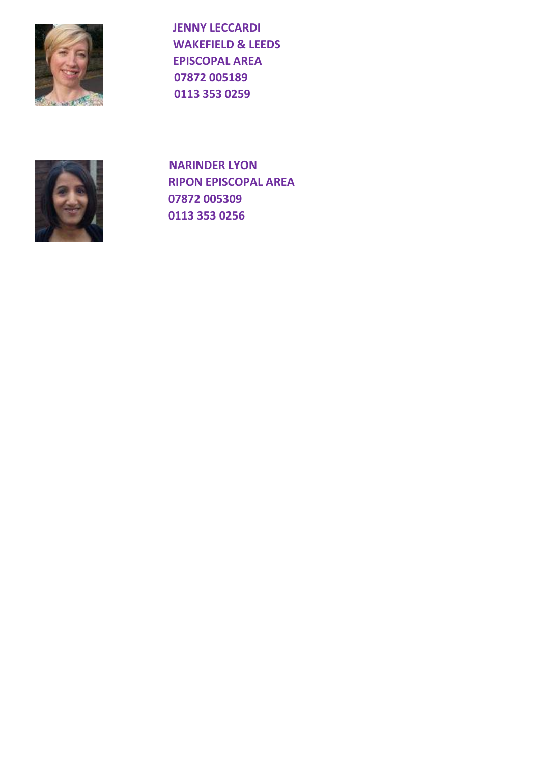**JENNY LECCARDI**
**WAKEFIELD & LEEDS EPISCOPAL AREA**
**07872 005189**
**0113 353 0259**

**NARINDER LYON**
**RIPON EPISCOPAL AREA**
**07872 005309**
**0113 353 0256**